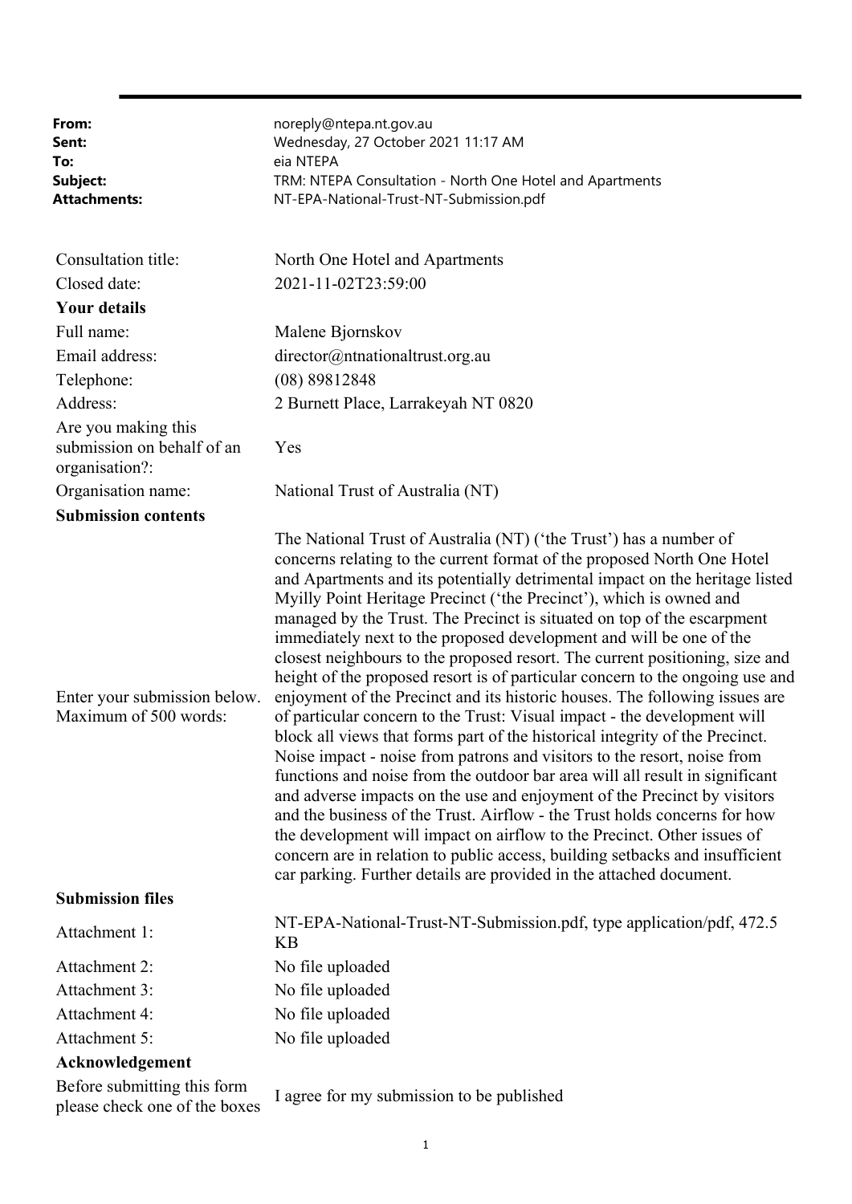| | |
|---|---|
| **From:** | noreply@ntepa.nt.gov.au |
| **Sent:** | Wednesday, 27 October 2021 11:17 AM |
| **To:** | eia NTEPA |
| **Subject:** | TRM: NTEPA Consultation - North One Hotel and Apartments |
| **Attachments:** | NT-EPA-National-Trust-NT-Submission.pdf |

| | |
|---|---|
| Consultation title: | North One Hotel and Apartments |
| Closed date: | 2021-11-02T23:59:00 |
| **Your details** | |
| Full name: | Malene Bjornskov |
| Email address: | director@ntnationaltrust.org.au |
| Telephone: | (08) 89812848 |
| Address: | 2 Burnett Place, Larrakeyah NT 0820 |
| Are you making this submission on behalf of an organisation?: | Yes |
| Organisation name: | National Trust of Australia (NT) |
| **Submission contents** | |
| Enter your submission below. Maximum of 500 words: | The National Trust of Australia (NT) ('the Trust') has a number of concerns relating to the current format of the proposed North One Hotel and Apartments and its potentially detrimental impact on the heritage listed Myilly Point Heritage Precinct ('the Precinct'), which is owned and managed by the Trust. The Precinct is situated on top of the escarpment immediately next to the proposed development and will be one of the closest neighbours to the proposed resort. The current positioning, size and height of the proposed resort is of particular concern to the ongoing use and enjoyment of the Precinct and its historic houses. The following issues are of particular concern to the Trust: Visual impact - the development will block all views that forms part of the historical integrity of the Precinct. Noise impact - noise from patrons and visitors to the resort, noise from functions and noise from the outdoor bar area will all result in significant and adverse impacts on the use and enjoyment of the Precinct by visitors and the business of the Trust. Airflow - the Trust holds concerns for how the development will impact on airflow to the Precinct. Other issues of concern are in relation to public access, building setbacks and insufficient car parking. Further details are provided in the attached document. |
| **Submission files** | |
| Attachment 1: | NT-EPA-National-Trust-NT-Submission.pdf, type application/pdf, 472.5 KB |
| Attachment 2: | No file uploaded |
| Attachment 3: | No file uploaded |
| Attachment 4: | No file uploaded |
| Attachment 5: | No file uploaded |
| **Acknowledgement** | |
| Before submitting this form please check one of the boxes | I agree for my submission to be published |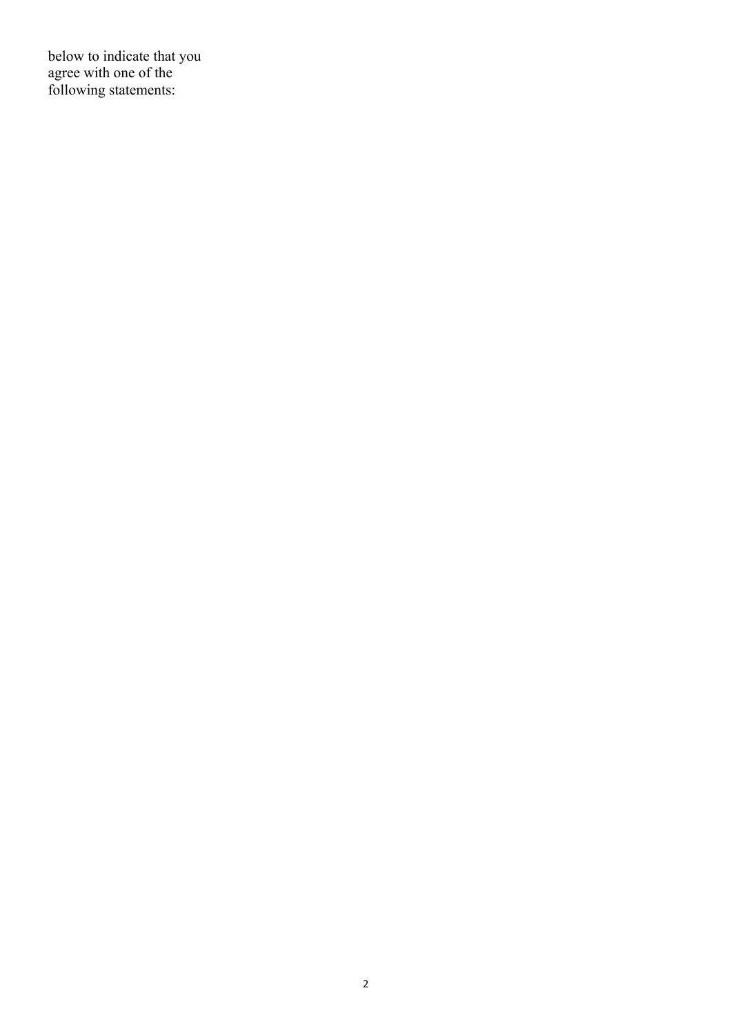below to indicate that you agree with one of the following statements: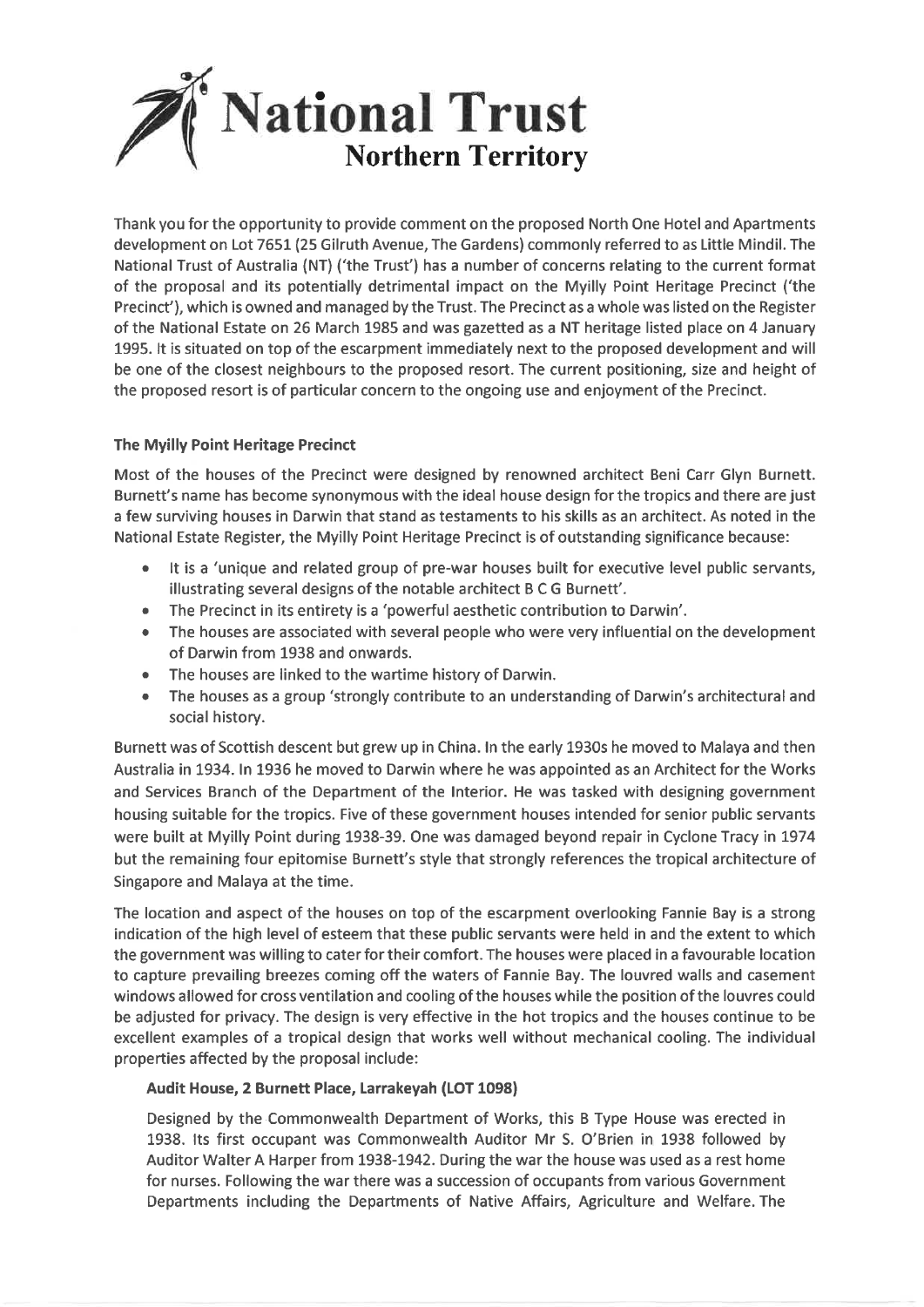# National Trust
## Northern Territory

Thank you for the opportunity to provide comment on the proposed North One Hotel and Apartments development on Lot 7651 (25 Gilruth Avenue, The Gardens) commonly referred to as Little Mindil. The National Trust of Australia (NT) ('the Trust') has a number of concerns relating to the current format of the proposal and its potentially detrimental impact on the Myilly Point Heritage Precinct ('the Precinct'), which is owned and managed by the Trust. The Precinct as a whole was listed on the Register of the National Estate on 26 March 1985 and was gazetted as a NT heritage listed place on 4 January 1995. It is situated on top of the escarpment immediately next to the proposed development and will be one of the closest neighbours to the proposed resort. The current positioning, size and height of the proposed resort is of particular concern to the ongoing use and enjoyment of the Precinct.

**The Myilly Point Heritage Precinct**

Most of the houses of the Precinct were designed by renowned architect Beni Carr Glyn Burnett. Burnett's name has become synonymous with the ideal house design for the tropics and there are just a few surviving houses in Darwin that stand as testaments to his skills as an architect. As noted in the National Estate Register, the Myilly Point Heritage Precinct is of outstanding significance because:

- It is a 'unique and related group of pre-war houses built for executive level public servants, illustrating several designs of the notable architect B C G Burnett'.
- The Precinct in its entirety is a 'powerful aesthetic contribution to Darwin'.
- The houses are associated with several people who were very influential on the development of Darwin from 1938 and onwards.
- The houses are linked to the wartime history of Darwin.
- The houses as a group 'strongly contribute to an understanding of Darwin's architectural and social history.

Burnett was of Scottish descent but grew up in China. In the early 1930s he moved to Malaya and then Australia in 1934. In 1936 he moved to Darwin where he was appointed as an Architect for the Works and Services Branch of the Department of the Interior. He was tasked with designing government housing suitable for the tropics. Five of these government houses intended for senior public servants were built at Myilly Point during 1938-39. One was damaged beyond repair in Cyclone Tracy in 1974 but the remaining four epitomise Burnett's style that strongly references the tropical architecture of Singapore and Malaya at the time.

The location and aspect of the houses on top of the escarpment overlooking Fannie Bay is a strong indication of the high level of esteem that these public servants were held in and the extent to which the government was willing to cater for their comfort. The houses were placed in a favourable location to capture prevailing breezes coming off the waters of Fannie Bay. The louvred walls and casement windows allowed for cross ventilation and cooling of the houses while the position of the louvres could be adjusted for privacy. The design is very effective in the hot tropics and the houses continue to be excellent examples of a tropical design that works well without mechanical cooling. The individual properties affected by the proposal include:

**Audit House, 2 Burnett Place, Larrakeyah (LOT 1098)**

Designed by the Commonwealth Department of Works, this B Type House was erected in 1938. Its first occupant was Commonwealth Auditor Mr S. O'Brien in 1938 followed by Auditor Walter A Harper from 1938-1942. During the war the house was used as a rest home for nurses. Following the war there was a succession of occupants from various Government Departments including the Departments of Native Affairs, Agriculture and Welfare. The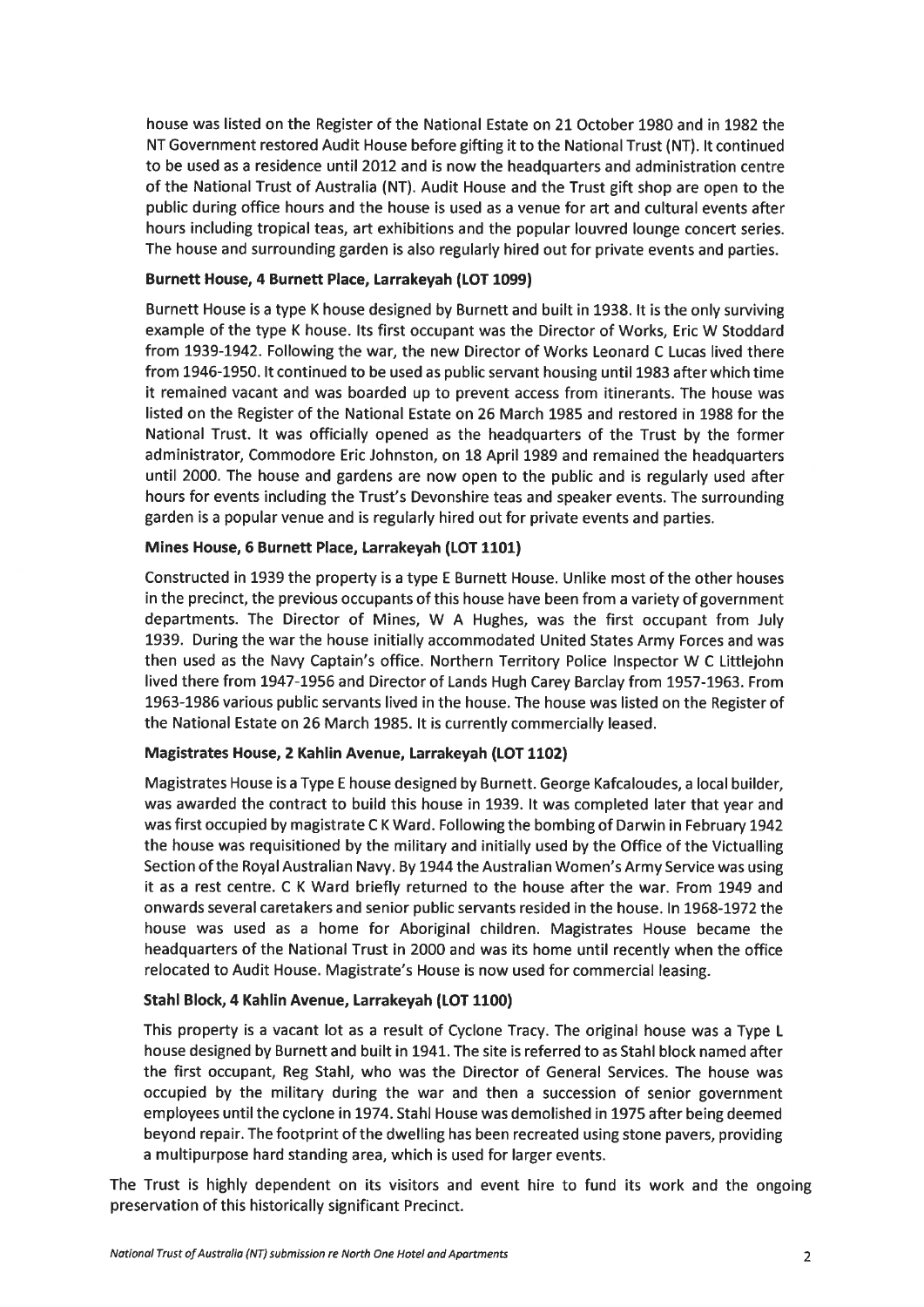house was listed on the Register of the National Estate on 21 October 1980 and in 1982 the NT Government restored Audit House before gifting it to the National Trust (NT). It continued to be used as a residence until 2012 and is now the headquarters and administration centre of the National Trust of Australia (NT). Audit House and the Trust gift shop are open to the public during office hours and the house is used as a venue for art and cultural events after hours including tropical teas, art exhibitions and the popular louvred lounge concert series. The house and surrounding garden is also regularly hired out for private events and parties.

**Burnett House, 4 Burnett Place, Larrakeyah (LOT 1099)**

Burnett House is a type K house designed by Burnett and built in 1938. It is the only surviving example of the type K house. Its first occupant was the Director of Works, Eric W Stoddard from 1939-1942. Following the war, the new Director of Works Leonard C Lucas lived there from 1946-1950. It continued to be used as public servant housing until 1983 after which time it remained vacant and was boarded up to prevent access from itinerants. The house was listed on the Register of the National Estate on 26 March 1985 and restored in 1988 for the National Trust. It was officially opened as the headquarters of the Trust by the former administrator, Commodore Eric Johnston, on 18 April 1989 and remained the headquarters until 2000. The house and gardens are now open to the public and is regularly used after hours for events including the Trust's Devonshire teas and speaker events. The surrounding garden is a popular venue and is regularly hired out for private events and parties.

**Mines House, 6 Burnett Place, Larrakeyah (LOT 1101)**

Constructed in 1939 the property is a type E Burnett House. Unlike most of the other houses in the precinct, the previous occupants of this house have been from a variety of government departments. The Director of Mines, W A Hughes, was the first occupant from July 1939. During the war the house initially accommodated United States Army Forces and was then used as the Navy Captain's office. Northern Territory Police Inspector W C Littlejohn lived there from 1947-1956 and Director of Lands Hugh Carey Barclay from 1957-1963. From 1963-1986 various public servants lived in the house. The house was listed on the Register of the National Estate on 26 March 1985. It is currently commercially leased.

**Magistrates House, 2 Kahlin Avenue, Larrakeyah (LOT 1102)**

Magistrates House is a Type E house designed by Burnett. George Kafcaloudes, a local builder, was awarded the contract to build this house in 1939. It was completed later that year and was first occupied by magistrate C K Ward. Following the bombing of Darwin in February 1942 the house was requisitioned by the military and initially used by the Office of the Victualling Section of the Royal Australian Navy. By 1944 the Australian Women's Army Service was using it as a rest centre. C K Ward briefly returned to the house after the war. From 1949 and onwards several caretakers and senior public servants resided in the house. In 1968-1972 the house was used as a home for Aboriginal children. Magistrates House became the headquarters of the National Trust in 2000 and was its home until recently when the office relocated to Audit House. Magistrate's House is now used for commercial leasing.

**Stahl Block, 4 Kahlin Avenue, Larrakeyah (LOT 1100)**

This property is a vacant lot as a result of Cyclone Tracy. The original house was a Type L house designed by Burnett and built in 1941. The site is referred to as Stahl block named after the first occupant, Reg Stahl, who was the Director of General Services. The house was occupied by the military during the war and then a succession of senior government employees until the cyclone in 1974. Stahl House was demolished in 1975 after being deemed beyond repair. The footprint of the dwelling has been recreated using stone pavers, providing a multipurpose hard standing area, which is used for larger events.

The Trust is highly dependent on its visitors and event hire to fund its work and the ongoing preservation of this historically significant Precinct.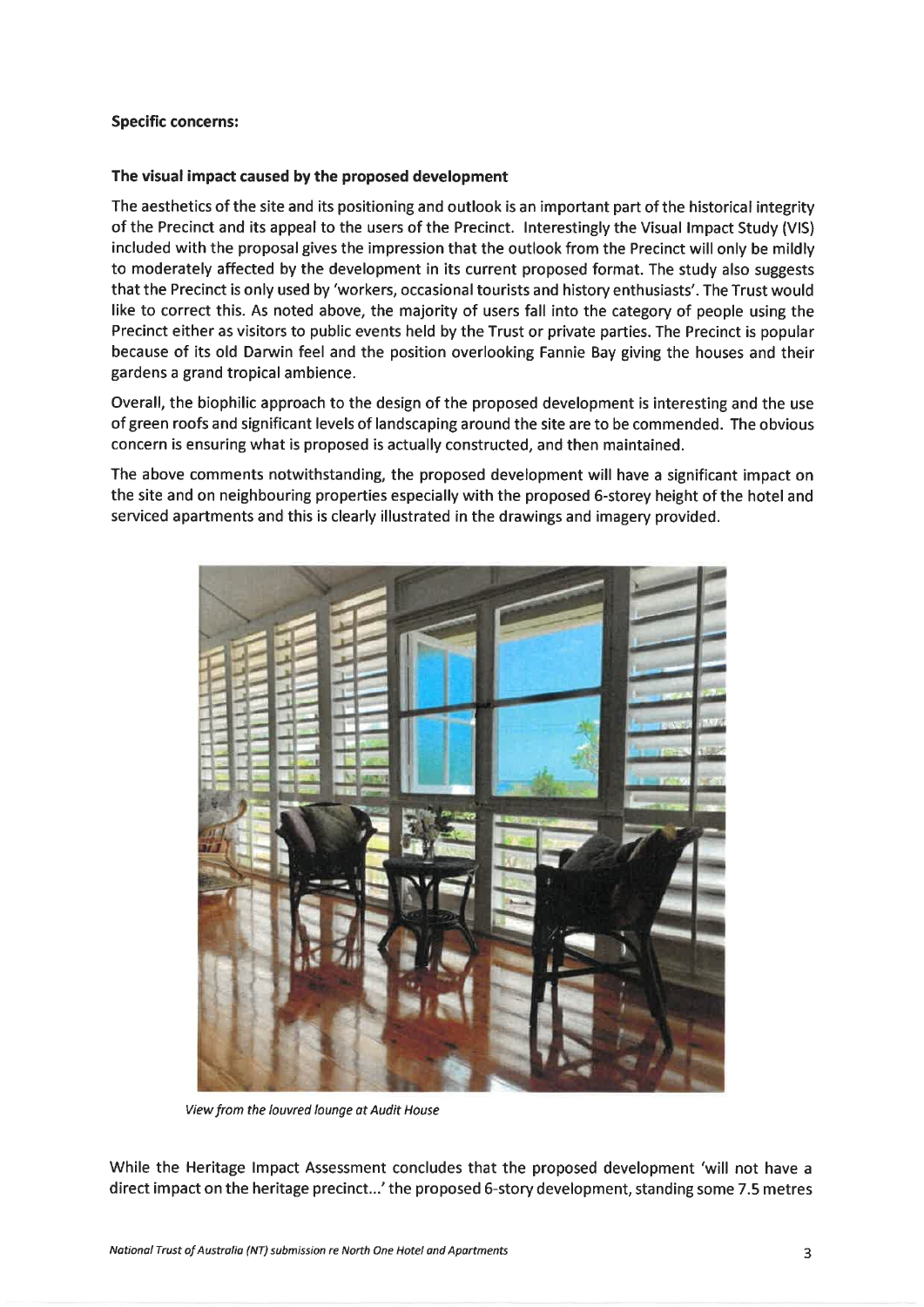**Specific concerns:**

**The visual impact caused by the proposed development**

The aesthetics of the site and its positioning and outlook is an important part of the historical integrity of the Precinct and its appeal to the users of the Precinct. Interestingly the Visual Impact Study (VIS) included with the proposal gives the impression that the outlook from the Precinct will only be mildly to moderately affected by the development in its current proposed format. The study also suggests that the Precinct is only used by 'workers, occasional tourists and history enthusiasts'. The Trust would like to correct this. As noted above, the majority of users fall into the category of people using the Precinct either as visitors to public events held by the Trust or private parties. The Precinct is popular because of its old Darwin feel and the position overlooking Fannie Bay giving the houses and their gardens a grand tropical ambience.

Overall, the biophilic approach to the design of the proposed development is interesting and the use of green roofs and significant levels of landscaping around the site are to be commended. The obvious concern is ensuring what is proposed is actually constructed, and then maintained.

The above comments notwithstanding, the proposed development will have a significant impact on the site and on neighbouring properties especially with the proposed 6-storey height of the hotel and serviced apartments and this is clearly illustrated in the drawings and imagery provided.

*View from the louvred lounge at Audit House*

While the Heritage Impact Assessment concludes that the proposed development 'will not have a direct impact on the heritage precinct...' the proposed 6-story development, standing some 7.5 metres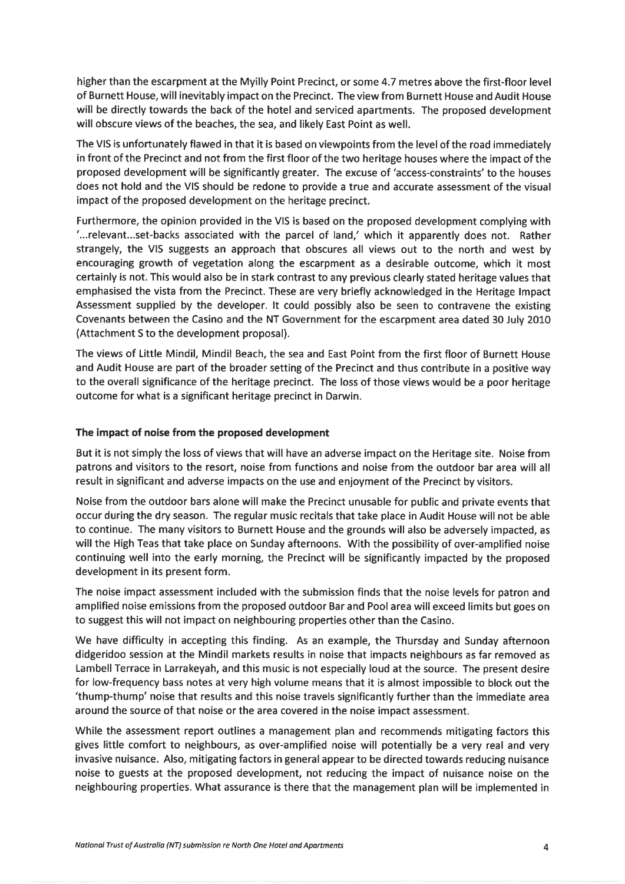higher than the escarpment at the Myilly Point Precinct, or some 4.7 metres above the first-floor level of Burnett House, will inevitably impact on the Precinct. The view from Burnett House and Audit House will be directly towards the back of the hotel and serviced apartments. The proposed development will obscure views of the beaches, the sea, and likely East Point as well.

The VIS is unfortunately flawed in that it is based on viewpoints from the level of the road immediately in front of the Precinct and not from the first floor of the two heritage houses where the impact of the proposed development will be significantly greater. The excuse of 'access-constraints' to the houses does not hold and the VIS should be redone to provide a true and accurate assessment of the visual impact of the proposed development on the heritage precinct.

Furthermore, the opinion provided in the VIS is based on the proposed development complying with '...relevant...set-backs associated with the parcel of land,' which it apparently does not. Rather strangely, the VIS suggests an approach that obscures all views out to the north and west by encouraging growth of vegetation along the escarpment as a desirable outcome, which it most certainly is not. This would also be in stark contrast to any previous clearly stated heritage values that emphasised the vista from the Precinct. These are very briefly acknowledged in the Heritage Impact Assessment supplied by the developer. It could possibly also be seen to contravene the existing Covenants between the Casino and the NT Government for the escarpment area dated 30 July 2010 (Attachment S to the development proposal).

The views of Little Mindil, Mindil Beach, the sea and East Point from the first floor of Burnett House and Audit House are part of the broader setting of the Precinct and thus contribute in a positive way to the overall significance of the heritage precinct. The loss of those views would be a poor heritage outcome for what is a significant heritage precinct in Darwin.

**The impact of noise from the proposed development**

But it is not simply the loss of views that will have an adverse impact on the Heritage site. Noise from patrons and visitors to the resort, noise from functions and noise from the outdoor bar area will all result in significant and adverse impacts on the use and enjoyment of the Precinct by visitors.

Noise from the outdoor bars alone will make the Precinct unusable for public and private events that occur during the dry season. The regular music recitals that take place in Audit House will not be able to continue. The many visitors to Burnett House and the grounds will also be adversely impacted, as will the High Teas that take place on Sunday afternoons. With the possibility of over-amplified noise continuing well into the early morning, the Precinct will be significantly impacted by the proposed development in its present form.

The noise impact assessment included with the submission finds that the noise levels for patron and amplified noise emissions from the proposed outdoor Bar and Pool area will exceed limits but goes on to suggest this will not impact on neighbouring properties other than the Casino.

We have difficulty in accepting this finding. As an example, the Thursday and Sunday afternoon didgeridoo session at the Mindil markets results in noise that impacts neighbours as far removed as Lambell Terrace in Larrakeyah, and this music is not especially loud at the source. The present desire for low-frequency bass notes at very high volume means that it is almost impossible to block out the 'thump-thump' noise that results and this noise travels significantly further than the immediate area around the source of that noise or the area covered in the noise impact assessment.

While the assessment report outlines a management plan and recommends mitigating factors this gives little comfort to neighbours, as over-amplified noise will potentially be a very real and very invasive nuisance. Also, mitigating factors in general appear to be directed towards reducing nuisance noise to guests at the proposed development, not reducing the impact of nuisance noise on the neighbouring properties. What assurance is there that the management plan will be implemented in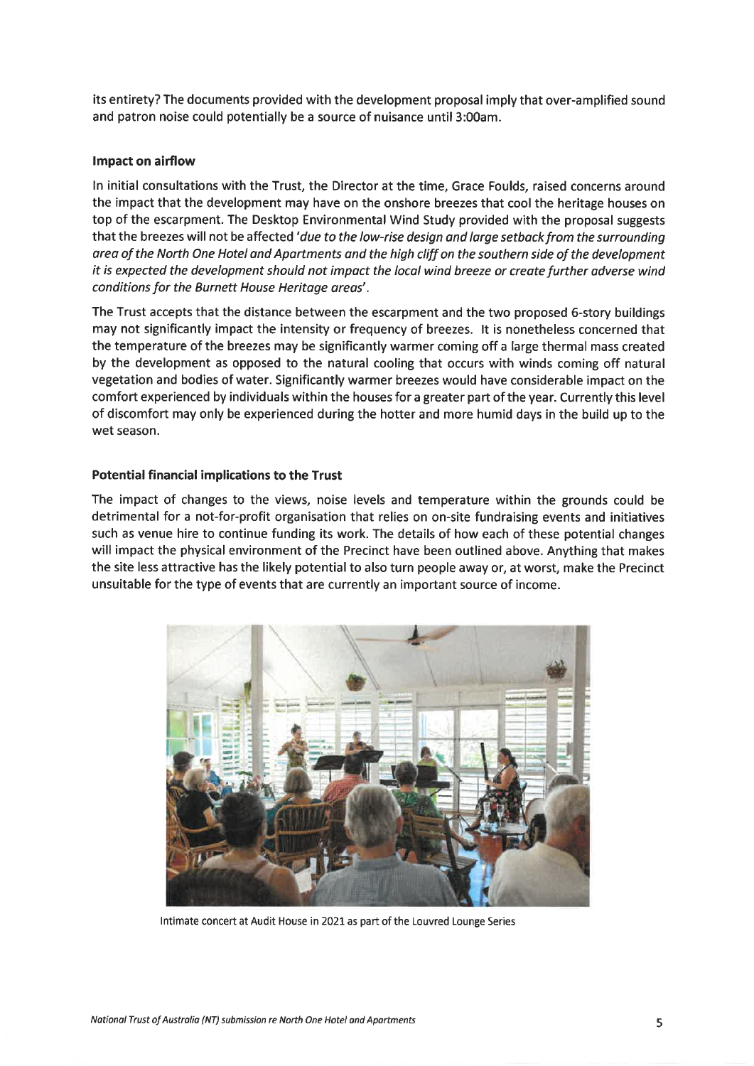its entirety? The documents provided with the development proposal imply that over-amplified sound and patron noise could potentially be a source of nuisance until 3:00am.

### Impact on airflow

In initial consultations with the Trust, the Director at the time, Grace Foulds, raised concerns around the impact that the development may have on the onshore breezes that cool the heritage houses on top of the escarpment. The Desktop Environmental Wind Study provided with the proposal suggests that the breezes will not be affected *'due to the low-rise design and large setback from the surrounding area of the North One Hotel and Apartments and the high cliff on the southern side of the development it is expected the development should not impact the local wind breeze or create further adverse wind conditions for the Burnett House Heritage areas'*.

The Trust accepts that the distance between the escarpment and the two proposed 6-story buildings may not significantly impact the intensity or frequency of breezes. It is nonetheless concerned that the temperature of the breezes may be significantly warmer coming off a large thermal mass created by the development as opposed to the natural cooling that occurs with winds coming off natural vegetation and bodies of water. Significantly warmer breezes would have considerable impact on the comfort experienced by individuals within the houses for a greater part of the year. Currently this level of discomfort may only be experienced during the hotter and more humid days in the build up to the wet season.

### Potential financial implications to the Trust

The impact of changes to the views, noise levels and temperature within the grounds could be detrimental for a not-for-profit organisation that relies on on-site fundraising events and initiatives such as venue hire to continue funding its work. The details of how each of these potential changes will impact the physical environment of the Precinct have been outlined above. Anything that makes the site less attractive has the likely potential to also turn people away or, at worst, make the Precinct unsuitable for the type of events that are currently an important source of income.

Intimate concert at Audit House in 2021 as part of the Louvred Lounge Series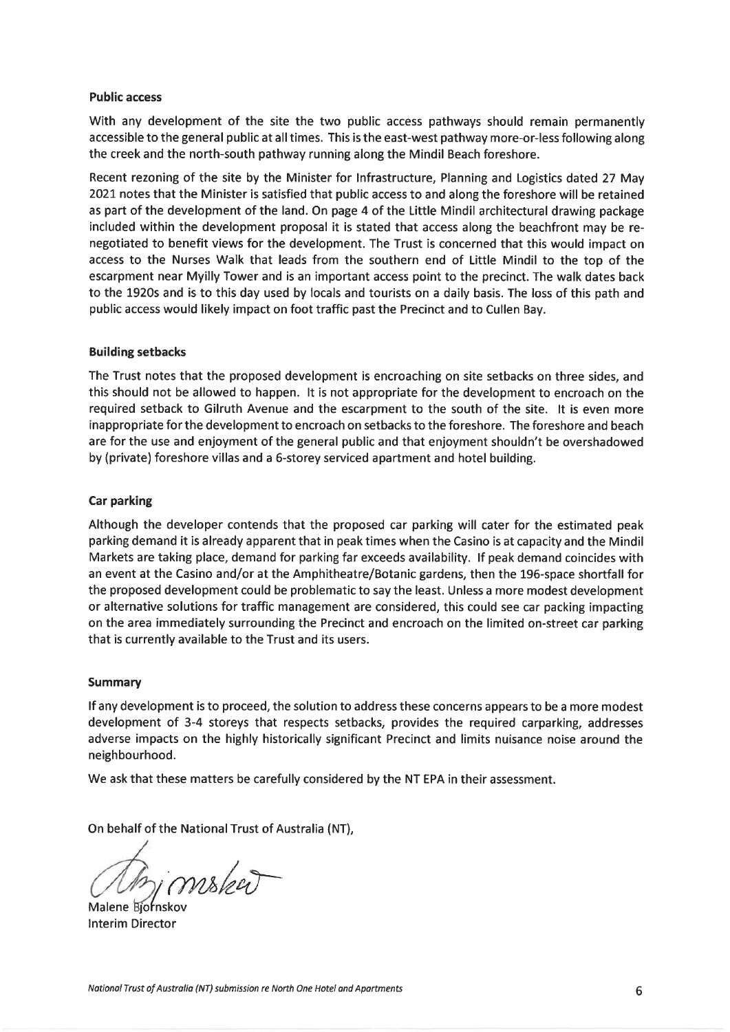**Public access**

With any development of the site the two public access pathways should remain permanently accessible to the general public at all times. This is the east-west pathway more-or-less following along the creek and the north-south pathway running along the Mindil Beach foreshore.

Recent rezoning of the site by the Minister for Infrastructure, Planning and Logistics dated 27 May 2021 notes that the Minister is satisfied that public access to and along the foreshore will be retained as part of the development of the land. On page 4 of the Little Mindil architectural drawing package included within the development proposal it is stated that access along the beachfront may be re-negotiated to benefit views for the development. The Trust is concerned that this would impact on access to the Nurses Walk that leads from the southern end of Little Mindil to the top of the escarpment near Myilly Tower and is an important access point to the precinct. The walk dates back to the 1920s and is to this day used by locals and tourists on a daily basis. The loss of this path and public access would likely impact on foot traffic past the Precinct and to Cullen Bay.

**Building setbacks**

The Trust notes that the proposed development is encroaching on site setbacks on three sides, and this should not be allowed to happen. It is not appropriate for the development to encroach on the required setback to Gilruth Avenue and the escarpment to the south of the site. It is even more inappropriate for the development to encroach on setbacks to the foreshore. The foreshore and beach are for the use and enjoyment of the general public and that enjoyment shouldn't be overshadowed by (private) foreshore villas and a 6-storey serviced apartment and hotel building.

**Car parking**

Although the developer contends that the proposed car parking will cater for the estimated peak parking demand it is already apparent that in peak times when the Casino is at capacity and the Mindil Markets are taking place, demand for parking far exceeds availability. If peak demand coincides with an event at the Casino and/or at the Amphitheatre/Botanic gardens, then the 196-space shortfall for the proposed development could be problematic to say the least. Unless a more modest development or alternative solutions for traffic management are considered, this could see car packing impacting on the area immediately surrounding the Precinct and encroach on the limited on-street car parking that is currently available to the Trust and its users.

**Summary**

If any development is to proceed, the solution to address these concerns appears to be a more modest development of 3-4 storeys that respects setbacks, provides the required carparking, addresses adverse impacts on the highly historically significant Precinct and limits nuisance noise around the neighbourhood.

We ask that these matters be carefully considered by the NT EPA in their assessment.

On behalf of the National Trust of Australia (NT),

Malene Bjornskov
Interim Director